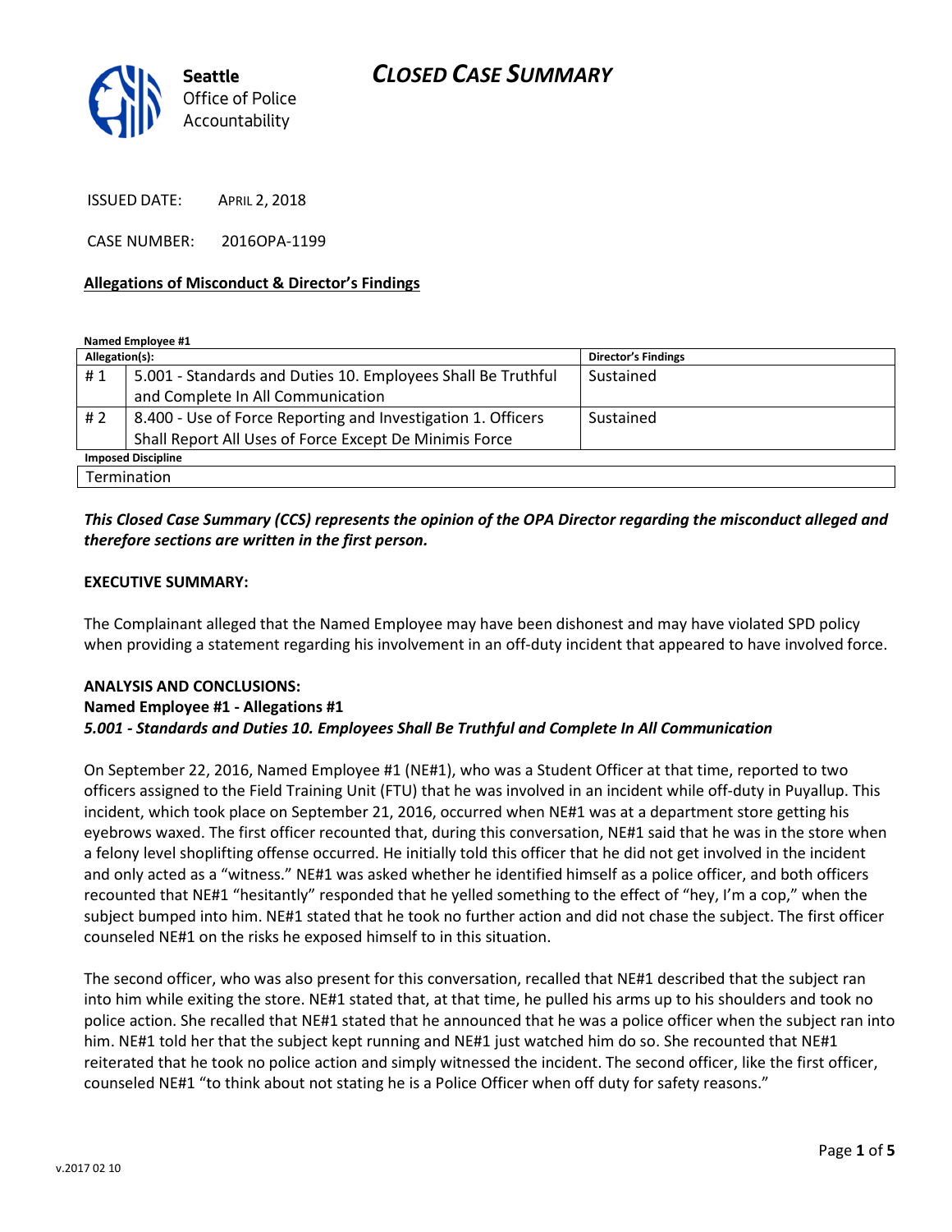# CLOSED CASE SUMMARY

Seattle Office of Police Accountability

ISSUED DATE: APRIL 2, 2018

CASE NUMBER: 2016OPA-1199

**Allegations of Misconduct & Director's Findings**

**Named Employee #1**

| Allegation(s): | | Director's Findings |
|---|---|---|
| # 1 | 5.001 - Standards and Duties 10. Employees Shall Be Truthful and Complete In All Communication | Sustained |
| # 2 | 8.400 - Use of Force Reporting and Investigation 1. Officers Shall Report All Uses of Force Except De Minimis Force | Sustained |
| **Imposed Discipline** | | |
| Termination | | |

***This Closed Case Summary (CCS) represents the opinion of the OPA Director regarding the misconduct alleged and therefore sections are written in the first person.***

**EXECUTIVE SUMMARY:**

The Complainant alleged that the Named Employee may have been dishonest and may have violated SPD policy when providing a statement regarding his involvement in an off-duty incident that appeared to have involved force.

**ANALYSIS AND CONCLUSIONS:**

**Named Employee #1 - Allegations #1**

***5.001 - Standards and Duties 10. Employees Shall Be Truthful and Complete In All Communication***

On September 22, 2016, Named Employee #1 (NE#1), who was a Student Officer at that time, reported to two officers assigned to the Field Training Unit (FTU) that he was involved in an incident while off-duty in Puyallup. This incident, which took place on September 21, 2016, occurred when NE#1 was at a department store getting his eyebrows waxed. The first officer recounted that, during this conversation, NE#1 said that he was in the store when a felony level shoplifting offense occurred. He initially told this officer that he did not get involved in the incident and only acted as a "witness." NE#1 was asked whether he identified himself as a police officer, and both officers recounted that NE#1 "hesitantly" responded that he yelled something to the effect of "hey, I'm a cop," when the subject bumped into him. NE#1 stated that he took no further action and did not chase the subject. The first officer counseled NE#1 on the risks he exposed himself to in this situation.

The second officer, who was also present for this conversation, recalled that NE#1 described that the subject ran into him while exiting the store. NE#1 stated that, at that time, he pulled his arms up to his shoulders and took no police action. She recalled that NE#1 stated that he announced that he was a police officer when the subject ran into him. NE#1 told her that the subject kept running and NE#1 just watched him do so. She recounted that NE#1 reiterated that he took no police action and simply witnessed the incident. The second officer, like the first officer, counseled NE#1 "to think about not stating he is a Police Officer when off duty for safety reasons."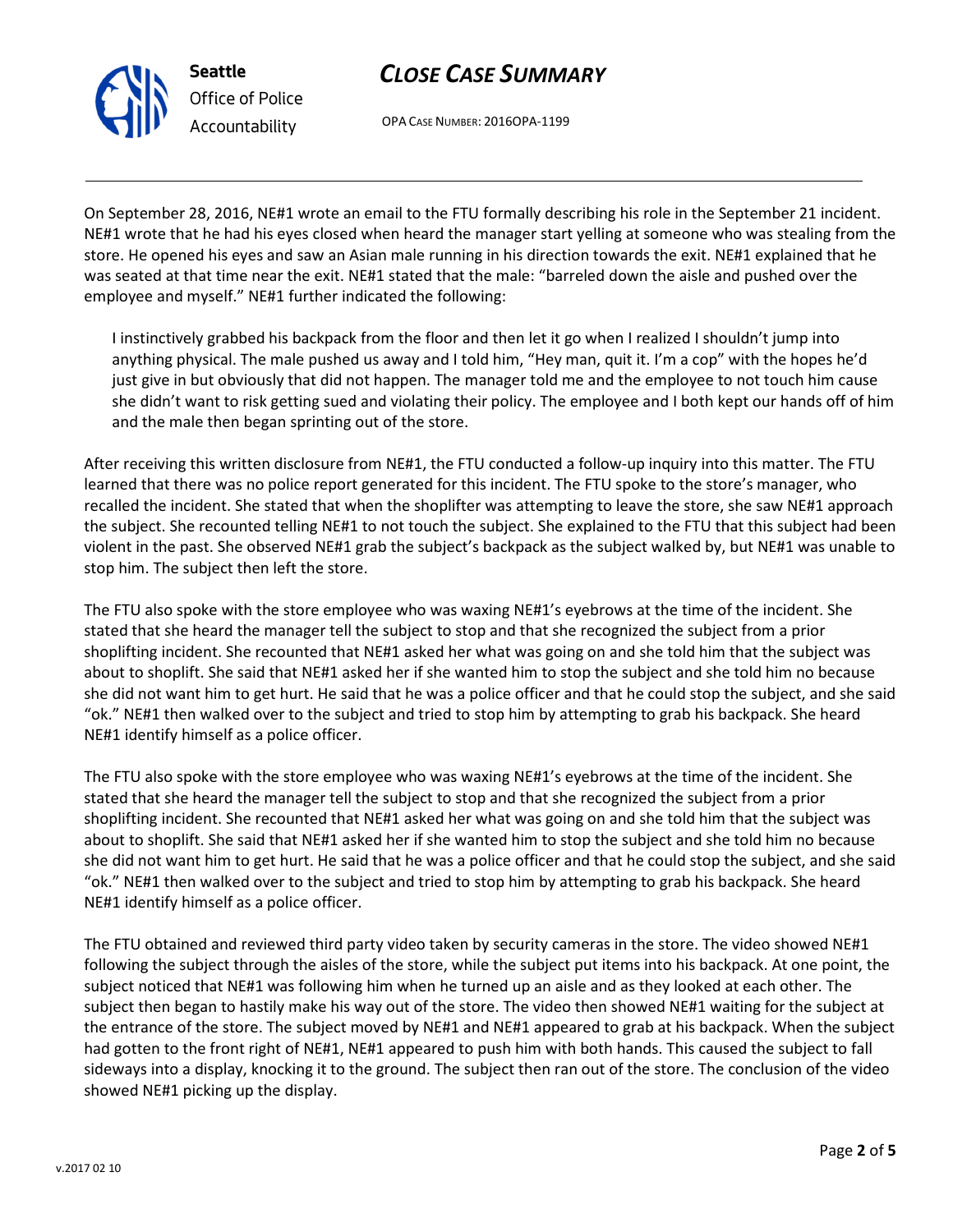On September 28, 2016, NE#1 wrote an email to the FTU formally describing his role in the September 21 incident. NE#1 wrote that he had his eyes closed when heard the manager start yelling at someone who was stealing from the store. He opened his eyes and saw an Asian male running in his direction towards the exit. NE#1 explained that he was seated at that time near the exit. NE#1 stated that the male: "barreled down the aisle and pushed over the employee and myself." NE#1 further indicated the following:

> I instinctively grabbed his backpack from the floor and then let it go when I realized I shouldn't jump into anything physical. The male pushed us away and I told him, "Hey man, quit it. I'm a cop" with the hopes he'd just give in but obviously that did not happen. The manager told me and the employee to not touch him cause she didn't want to risk getting sued and violating their policy. The employee and I both kept our hands off of him and the male then began sprinting out of the store.

After receiving this written disclosure from NE#1, the FTU conducted a follow-up inquiry into this matter. The FTU learned that there was no police report generated for this incident. The FTU spoke to the store's manager, who recalled the incident. She stated that when the shoplifter was attempting to leave the store, she saw NE#1 approach the subject. She recounted telling NE#1 to not touch the subject. She explained to the FTU that this subject had been violent in the past. She observed NE#1 grab the subject's backpack as the subject walked by, but NE#1 was unable to stop him. The subject then left the store.

The FTU also spoke with the store employee who was waxing NE#1's eyebrows at the time of the incident. She stated that she heard the manager tell the subject to stop and that she recognized the subject from a prior shoplifting incident. She recounted that NE#1 asked her what was going on and she told him that the subject was about to shoplift. She said that NE#1 asked her if she wanted him to stop the subject and she told him no because she did not want him to get hurt. He said that he was a police officer and that he could stop the subject, and she said "ok." NE#1 then walked over to the subject and tried to stop him by attempting to grab his backpack. She heard NE#1 identify himself as a police officer.

The FTU also spoke with the store employee who was waxing NE#1's eyebrows at the time of the incident. She stated that she heard the manager tell the subject to stop and that she recognized the subject from a prior shoplifting incident. She recounted that NE#1 asked her what was going on and she told him that the subject was about to shoplift. She said that NE#1 asked her if she wanted him to stop the subject and she told him no because she did not want him to get hurt. He said that he was a police officer and that he could stop the subject, and she said "ok." NE#1 then walked over to the subject and tried to stop him by attempting to grab his backpack. She heard NE#1 identify himself as a police officer.

The FTU obtained and reviewed third party video taken by security cameras in the store. The video showed NE#1 following the subject through the aisles of the store, while the subject put items into his backpack. At one point, the subject noticed that NE#1 was following him when he turned up an aisle and as they looked at each other. The subject then began to hastily make his way out of the store. The video then showed NE#1 waiting for the subject at the entrance of the store. The subject moved by NE#1 and NE#1 appeared to grab at his backpack. When the subject had gotten to the front right of NE#1, NE#1 appeared to push him with both hands. This caused the subject to fall sideways into a display, knocking it to the ground. The subject then ran out of the store. The conclusion of the video showed NE#1 picking up the display.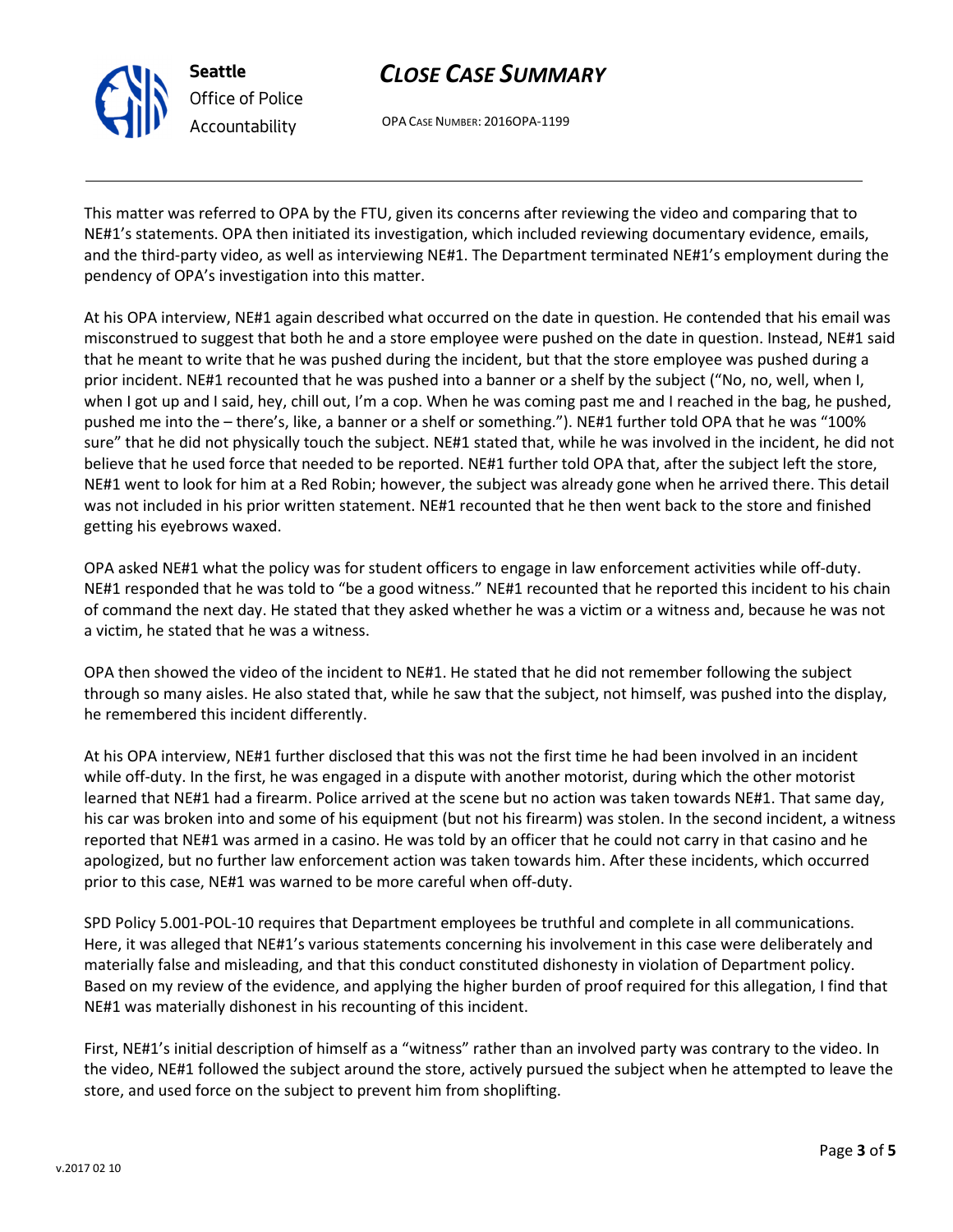This matter was referred to OPA by the FTU, given its concerns after reviewing the video and comparing that to NE#1's statements. OPA then initiated its investigation, which included reviewing documentary evidence, emails, and the third-party video, as well as interviewing NE#1. The Department terminated NE#1's employment during the pendency of OPA's investigation into this matter.

At his OPA interview, NE#1 again described what occurred on the date in question. He contended that his email was misconstrued to suggest that both he and a store employee were pushed on the date in question. Instead, NE#1 said that he meant to write that he was pushed during the incident, but that the store employee was pushed during a prior incident. NE#1 recounted that he was pushed into a banner or a shelf by the subject ("No, no, well, when I, when I got up and I said, hey, chill out, I'm a cop. When he was coming past me and I reached in the bag, he pushed, pushed me into the – there's, like, a banner or a shelf or something."). NE#1 further told OPA that he was "100% sure" that he did not physically touch the subject. NE#1 stated that, while he was involved in the incident, he did not believe that he used force that needed to be reported. NE#1 further told OPA that, after the subject left the store, NE#1 went to look for him at a Red Robin; however, the subject was already gone when he arrived there. This detail was not included in his prior written statement. NE#1 recounted that he then went back to the store and finished getting his eyebrows waxed.

OPA asked NE#1 what the policy was for student officers to engage in law enforcement activities while off-duty. NE#1 responded that he was told to "be a good witness." NE#1 recounted that he reported this incident to his chain of command the next day. He stated that they asked whether he was a victim or a witness and, because he was not a victim, he stated that he was a witness.

OPA then showed the video of the incident to NE#1. He stated that he did not remember following the subject through so many aisles. He also stated that, while he saw that the subject, not himself, was pushed into the display, he remembered this incident differently.

At his OPA interview, NE#1 further disclosed that this was not the first time he had been involved in an incident while off-duty. In the first, he was engaged in a dispute with another motorist, during which the other motorist learned that NE#1 had a firearm. Police arrived at the scene but no action was taken towards NE#1. That same day, his car was broken into and some of his equipment (but not his firearm) was stolen. In the second incident, a witness reported that NE#1 was armed in a casino. He was told by an officer that he could not carry in that casino and he apologized, but no further law enforcement action was taken towards him. After these incidents, which occurred prior to this case, NE#1 was warned to be more careful when off-duty.

SPD Policy 5.001-POL-10 requires that Department employees be truthful and complete in all communications. Here, it was alleged that NE#1's various statements concerning his involvement in this case were deliberately and materially false and misleading, and that this conduct constituted dishonesty in violation of Department policy. Based on my review of the evidence, and applying the higher burden of proof required for this allegation, I find that NE#1 was materially dishonest in his recounting of this incident.

First, NE#1's initial description of himself as a "witness" rather than an involved party was contrary to the video. In the video, NE#1 followed the subject around the store, actively pursued the subject when he attempted to leave the store, and used force on the subject to prevent him from shoplifting.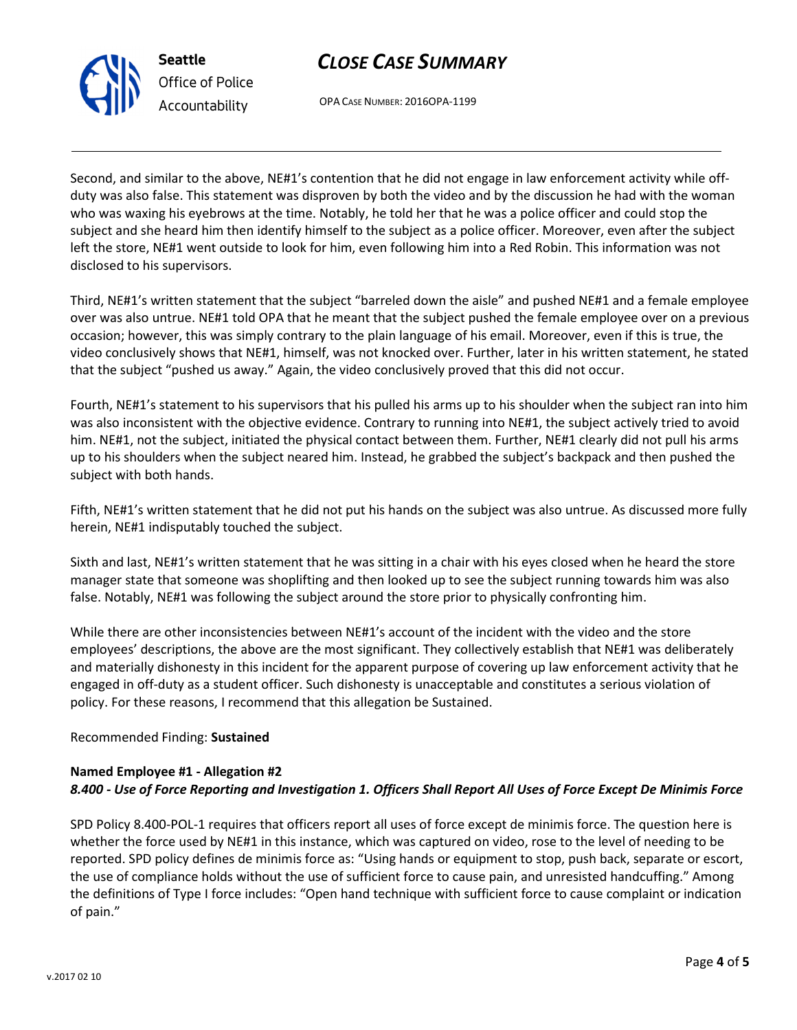Second, and similar to the above, NE#1's contention that he did not engage in law enforcement activity while off-duty was also false. This statement was disproven by both the video and by the discussion he had with the woman who was waxing his eyebrows at the time. Notably, he told her that he was a police officer and could stop the subject and she heard him then identify himself to the subject as a police officer. Moreover, even after the subject left the store, NE#1 went outside to look for him, even following him into a Red Robin. This information was not disclosed to his supervisors.

Third, NE#1's written statement that the subject "barreled down the aisle" and pushed NE#1 and a female employee over was also untrue. NE#1 told OPA that he meant that the subject pushed the female employee over on a previous occasion; however, this was simply contrary to the plain language of his email. Moreover, even if this is true, the video conclusively shows that NE#1, himself, was not knocked over. Further, later in his written statement, he stated that the subject "pushed us away." Again, the video conclusively proved that this did not occur.

Fourth, NE#1's statement to his supervisors that his pulled his arms up to his shoulder when the subject ran into him was also inconsistent with the objective evidence. Contrary to running into NE#1, the subject actively tried to avoid him. NE#1, not the subject, initiated the physical contact between them. Further, NE#1 clearly did not pull his arms up to his shoulders when the subject neared him. Instead, he grabbed the subject's backpack and then pushed the subject with both hands.

Fifth, NE#1's written statement that he did not put his hands on the subject was also untrue. As discussed more fully herein, NE#1 indisputably touched the subject.

Sixth and last, NE#1's written statement that he was sitting in a chair with his eyes closed when he heard the store manager state that someone was shoplifting and then looked up to see the subject running towards him was also false. Notably, NE#1 was following the subject around the store prior to physically confronting him.

While there are other inconsistencies between NE#1's account of the incident with the video and the store employees' descriptions, the above are the most significant. They collectively establish that NE#1 was deliberately and materially dishonesty in this incident for the apparent purpose of covering up law enforcement activity that he engaged in off-duty as a student officer. Such dishonesty is unacceptable and constitutes a serious violation of policy. For these reasons, I recommend that this allegation be Sustained.

Recommended Finding: **Sustained**

**Named Employee #1 - Allegation #2**
***8.400 - Use of Force Reporting and Investigation 1. Officers Shall Report All Uses of Force Except De Minimis Force***

SPD Policy 8.400-POL-1 requires that officers report all uses of force except de minimis force. The question here is whether the force used by NE#1 in this instance, which was captured on video, rose to the level of needing to be reported. SPD policy defines de minimis force as: "Using hands or equipment to stop, push back, separate or escort, the use of compliance holds without the use of sufficient force to cause pain, and unresisted handcuffing." Among the definitions of Type I force includes: "Open hand technique with sufficient force to cause complaint or indication of pain."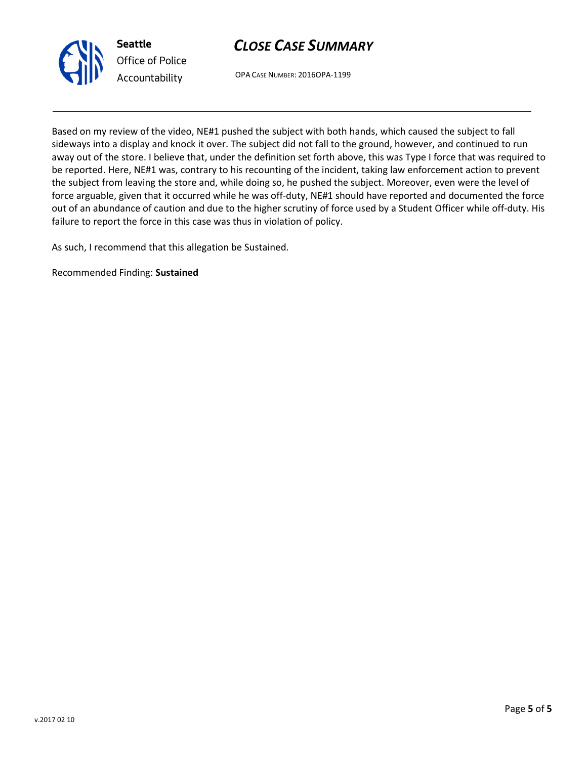Based on my review of the video, NE#1 pushed the subject with both hands, which caused the subject to fall sideways into a display and knock it over. The subject did not fall to the ground, however, and continued to run away out of the store. I believe that, under the definition set forth above, this was Type I force that was required to be reported. Here, NE#1 was, contrary to his recounting of the incident, taking law enforcement action to prevent the subject from leaving the store and, while doing so, he pushed the subject. Moreover, even were the level of force arguable, given that it occurred while he was off-duty, NE#1 should have reported and documented the force out of an abundance of caution and due to the higher scrutiny of force used by a Student Officer while off-duty. His failure to report the force in this case was thus in violation of policy.

As such, I recommend that this allegation be Sustained.

Recommended Finding: **Sustained**